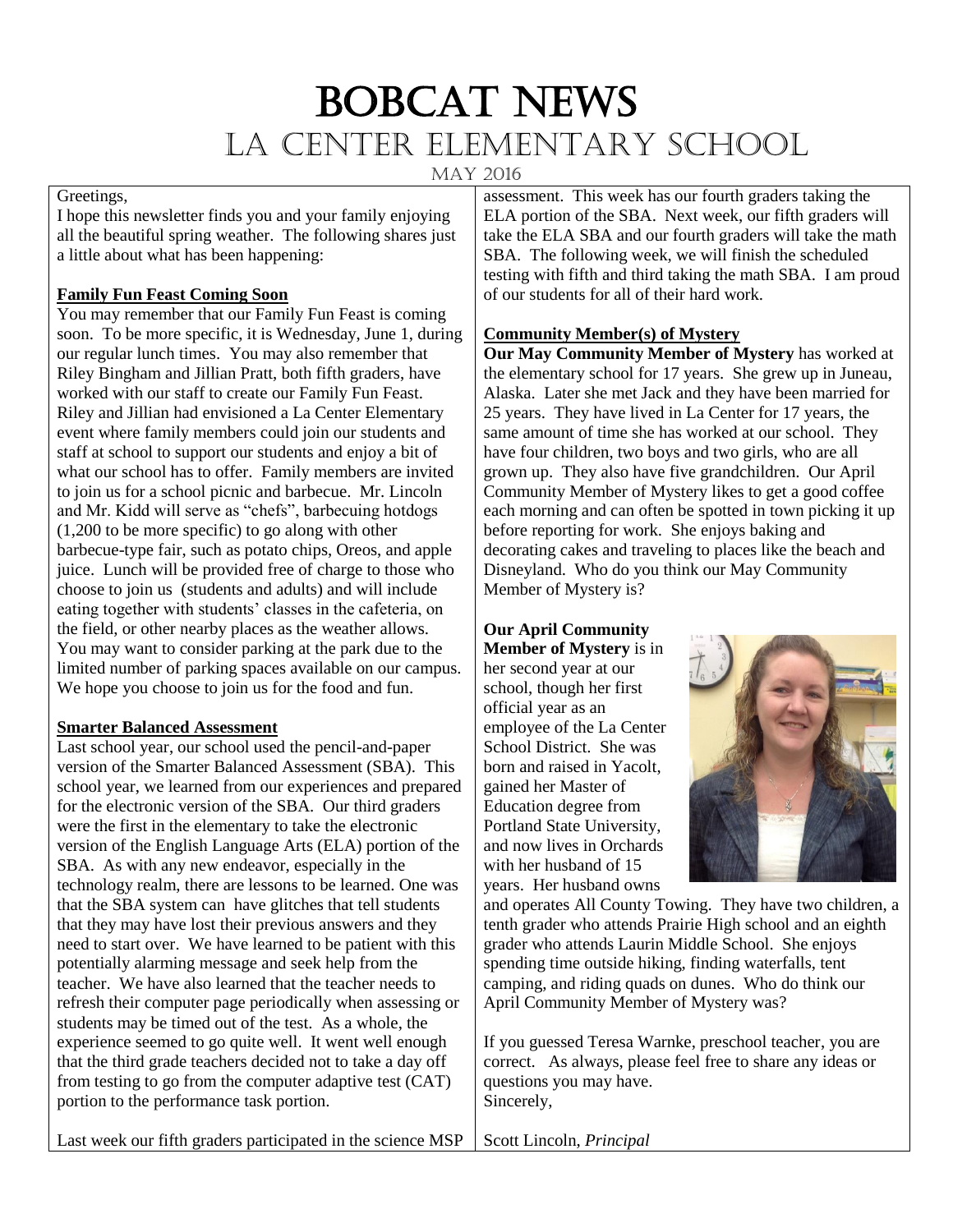# Bobcat News

## La Center Elementary School

May 2016

Greetings,

I hope this newsletter finds you and your family enjoying all the beautiful spring weather. The following shares just a little about what has been happening:

**Family Fun Feast Coming Soon**

You may remember that our Family Fun Feast is coming soon. To be more specific, it is Wednesday, June 1, during our regular lunch times. You may also remember that Riley Bingham and Jillian Pratt, both fifth graders, have worked with our staff to create our Family Fun Feast. Riley and Jillian had envisioned a La Center Elementary event where family members could join our students and staff at school to support our students and enjoy a bit of what our school has to offer. Family members are invited to join us for a school picnic and barbecue. Mr. Lincoln and Mr. Kidd will serve as "chefs", barbecuing hotdogs (1,200 to be more specific) to go along with other barbecue-type fair, such as potato chips, Oreos, and apple juice. Lunch will be provided free of charge to those who choose to join us (students and adults) and will include eating together with students' classes in the cafeteria, on the field, or other nearby places as the weather allows. You may want to consider parking at the park due to the limited number of parking spaces available on our campus. We hope you choose to join us for the food and fun.

**Smarter Balanced Assessment**

Last school year, our school used the pencil-and-paper version of the Smarter Balanced Assessment (SBA). This school year, we learned from our experiences and prepared for the electronic version of the SBA. Our third graders were the first in the elementary to take the electronic version of the English Language Arts (ELA) portion of the SBA. As with any new endeavor, especially in the technology realm, there are lessons to be learned. One was that the SBA system can have glitches that tell students that they may have lost their previous answers and they need to start over. We have learned to be patient with this potentially alarming message and seek help from the teacher. We have also learned that the teacher needs to refresh their computer page periodically when assessing or students may be timed out of the test. As a whole, the experience seemed to go quite well. It went well enough that the third grade teachers decided not to take a day off from testing to go from the computer adaptive test (CAT) portion to the performance task portion.

Last week our fifth graders participated in the science MSP assessment. This week has our fourth graders taking the ELA portion of the SBA. Next week, our fifth graders will take the ELA SBA and our fourth graders will take the math SBA. The following week, we will finish the scheduled testing with fifth and third taking the math SBA. I am proud of our students for all of their hard work.

**Community Member(s) of Mystery**

**Our May Community Member of Mystery** has worked at the elementary school for 17 years. She grew up in Juneau, Alaska. Later she met Jack and they have been married for 25 years. They have lived in La Center for 17 years, the same amount of time she has worked at our school. They have four children, two boys and two girls, who are all grown up. They also have five grandchildren. Our April Community Member of Mystery likes to get a good coffee each morning and can often be spotted in town picking it up before reporting for work. She enjoys baking and decorating cakes and traveling to places like the beach and Disneyland. Who do you think our May Community Member of Mystery is?

**Our April Community Member of Mystery** is in her second year at our school, though her first official year as an employee of the La Center School District. She was born and raised in Yacolt, gained her Master of Education degree from Portland State University, and now lives in Orchards with her husband of 15 years. Her husband owns and operates All County Towing. They have two children, a tenth grader who attends Prairie High school and an eighth grader who attends Laurin Middle School. She enjoys spending time outside hiking, finding waterfalls, tent camping, and riding quads on dunes. Who do think our April Community Member of Mystery was?

If you guessed Teresa Warnke, preschool teacher, you are correct. As always, please feel free to share any ideas or questions you may have.

Sincerely,

Scott Lincoln, *Principal*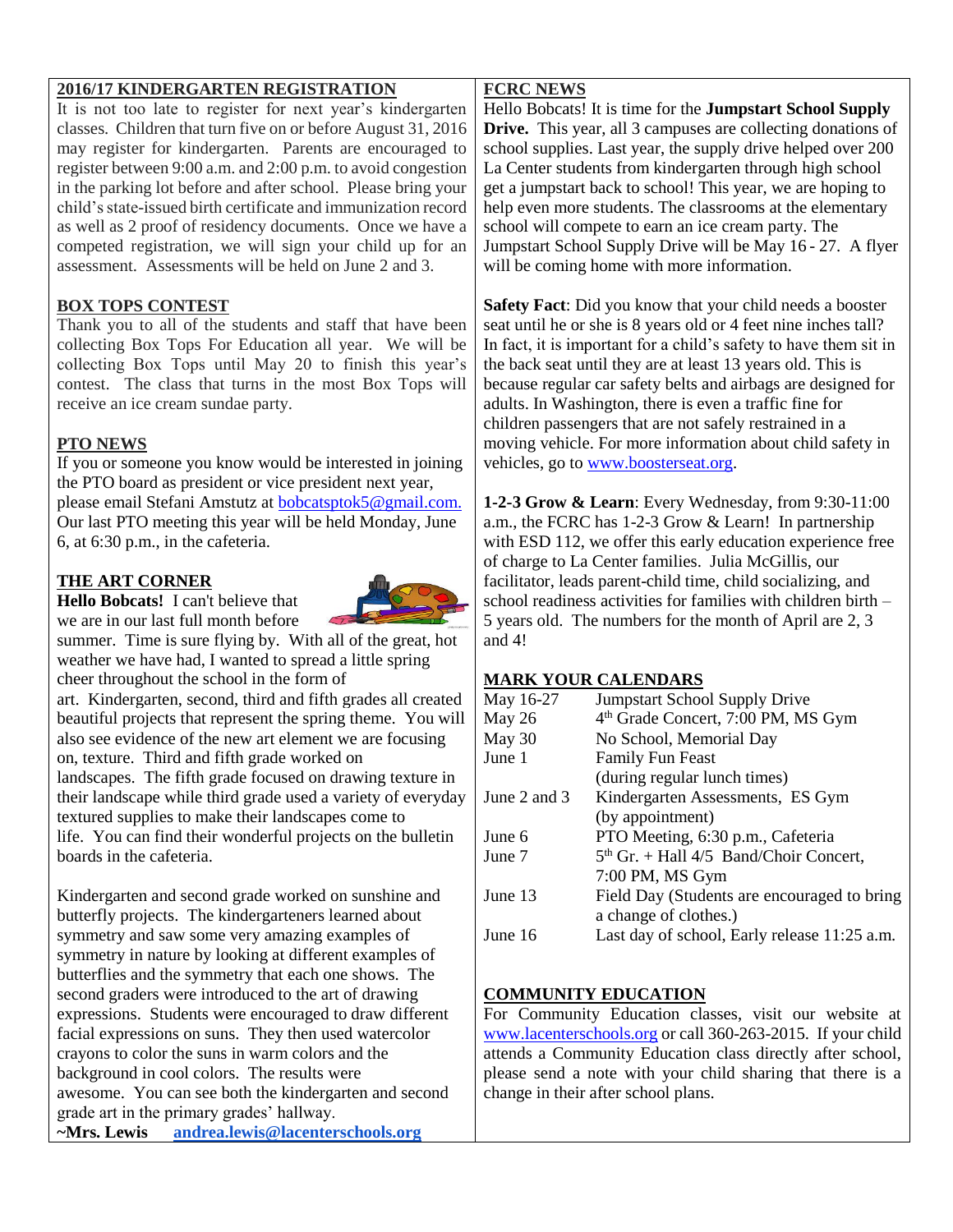## 2016/17 KINDERGARTEN REGISTRATION

It is not too late to register for next year's kindergarten classes. Children that turn five on or before August 31, 2016 may register for kindergarten. Parents are encouraged to register between 9:00 a.m. and 2:00 p.m. to avoid congestion in the parking lot before and after school. Please bring your child's state-issued birth certificate and immunization record as well as 2 proof of residency documents. Once we have a competed registration, we will sign your child up for an assessment. Assessments will be held on June 2 and 3.

## BOX TOPS CONTEST

Thank you to all of the students and staff that have been collecting Box Tops For Education all year. We will be collecting Box Tops until May 20 to finish this year's contest. The class that turns in the most Box Tops will receive an ice cream sundae party.

## PTO NEWS

If you or someone you know would be interested in joining the PTO board as president or vice president next year, please email Stefani Amstutz at bobcatsptok5@gmail.com. Our last PTO meeting this year will be held Monday, June 6, at 6:30 p.m., in the cafeteria.

## THE ART CORNER

**Hello Bobcats!** I can't believe that we are in our last full month before summer. Time is sure flying by. With all of the great, hot weather we have had, I wanted to spread a little spring cheer throughout the school in the form of art. Kindergarten, second, third and fifth grades all created beautiful projects that represent the spring theme. You will also see evidence of the new art element we are focusing on, texture. Third and fifth grade worked on landscapes. The fifth grade focused on drawing texture in their landscape while third grade used a variety of everyday textured supplies to make their landscapes come to life. You can find their wonderful projects on the bulletin boards in the cafeteria.

Kindergarten and second grade worked on sunshine and butterfly projects. The kindergarteners learned about symmetry and saw some very amazing examples of symmetry in nature by looking at different examples of butterflies and the symmetry that each one shows. The second graders were introduced to the art of drawing expressions. Students were encouraged to draw different facial expressions on suns. They then used watercolor crayons to color the suns in warm colors and the background in cool colors. The results were awesome. You can see both the kindergarten and second grade art in the primary grades' hallway.

**~Mrs. Lewis** **andrea.lewis@lacenterschools.org**

## FCRC NEWS

Hello Bobcats! It is time for the **Jumpstart School Supply Drive.** This year, all 3 campuses are collecting donations of school supplies. Last year, the supply drive helped over 200 La Center students from kindergarten through high school get a jumpstart back to school! This year, we are hoping to help even more students. The classrooms at the elementary school will compete to earn an ice cream party. The Jumpstart School Supply Drive will be May 16 - 27. A flyer will be coming home with more information.

**Safety Fact**: Did you know that your child needs a booster seat until he or she is 8 years old or 4 feet nine inches tall? In fact, it is important for a child's safety to have them sit in the back seat until they are at least 13 years old. This is because regular car safety belts and airbags are designed for adults. In Washington, there is even a traffic fine for children passengers that are not safely restrained in a moving vehicle. For more information about child safety in vehicles, go to www.boosterseat.org.

**1-2-3 Grow & Learn**: Every Wednesday, from 9:30-11:00 a.m., the FCRC has 1-2-3 Grow & Learn! In partnership with ESD 112, we offer this early education experience free of charge to La Center families. Julia McGillis, our facilitator, leads parent-child time, child socializing, and school readiness activities for families with children birth – 5 years old. The numbers for the month of April are 2, 3 and 4!

## MARK YOUR CALENDARS

| | |
|---|---|
| May 16-27 | Jumpstart School Supply Drive |
| May 26 | 4th Grade Concert, 7:00 PM, MS Gym |
| May 30 | No School, Memorial Day |
| June 1 | Family Fun Feast (during regular lunch times) |
| June 2 and 3 | Kindergarten Assessments, ES Gym (by appointment) |
| June 6 | PTO Meeting, 6:30 p.m., Cafeteria |
| June 7 | 5th Gr. + Hall 4/5 Band/Choir Concert, 7:00 PM, MS Gym |
| June 13 | Field Day (Students are encouraged to bring a change of clothes.) |
| June 16 | Last day of school, Early release 11:25 a.m. |

## COMMUNITY EDUCATION

For Community Education classes, visit our website at www.lacenterschools.org or call 360-263-2015. If your child attends a Community Education class directly after school, please send a note with your child sharing that there is a change in their after school plans.